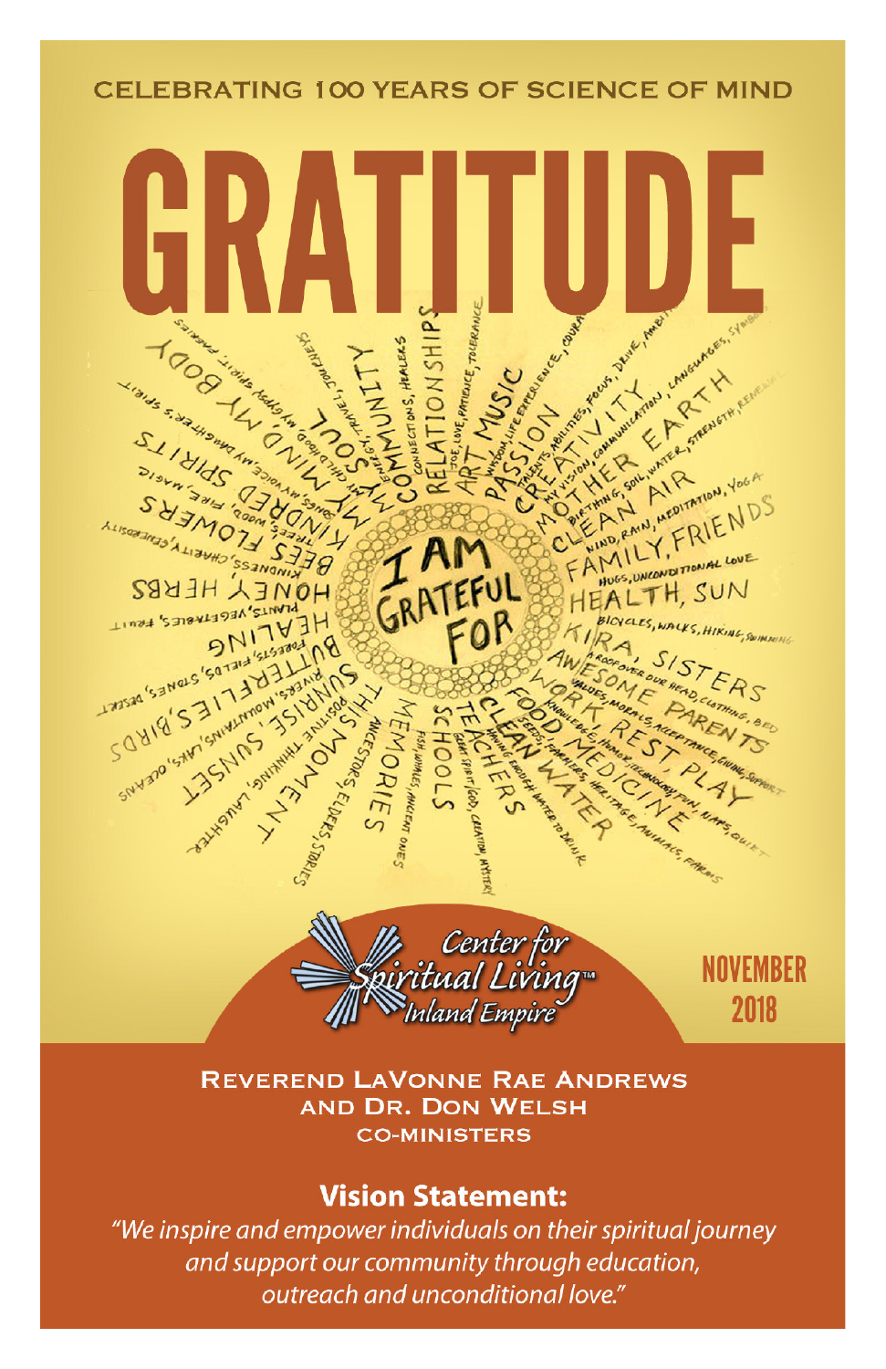CELEBRATING 100 YEARS OF SCIENCE OF MIND

# GRATITUDE

I AM GRATEFUL FOR

Center for Spiritual Living™ Inland Empire

NOVEMBER 2018

REVEREND LAVONNE RAE ANDREWS AND DR. DON WELSH
CO-MINISTERS

## Vision Statement:

*"We inspire and empower individuals on their spiritual journey and support our community through education, outreach and unconditional love."*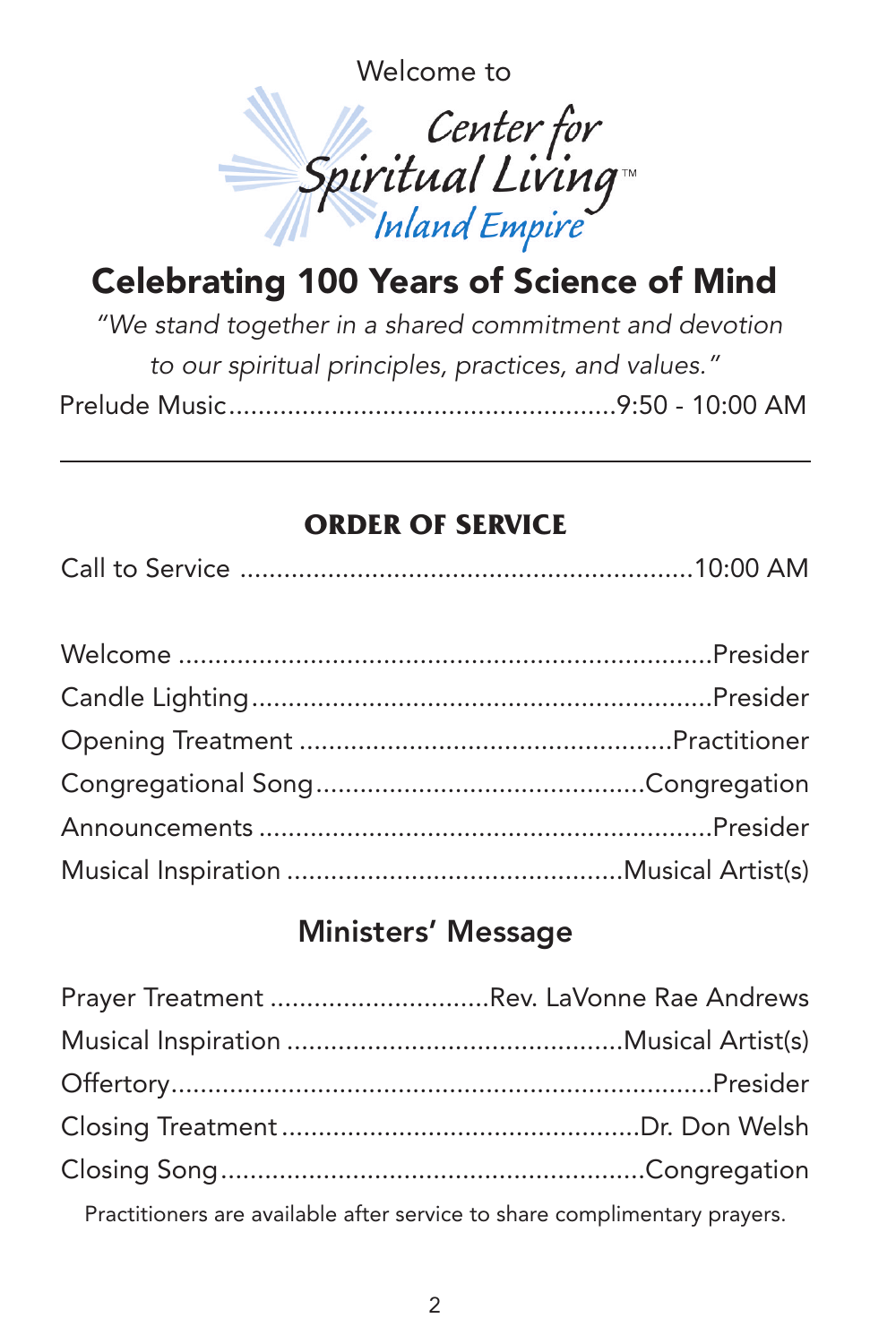Welcome to

Center for Spiritual Living™ Inland Empire

# Celebrating 100 Years of Science of Mind

*"We stand together in a shared commitment and devotion to our spiritual principles, practices, and values."*

Prelude Music....................................................9:50 - 10:00 AM

---

## ORDER OF SERVICE

Call to Service .............................................................10:00 AM

Welcome .........................................................................Presider
Candle Lighting...............................................................Presider
Opening Treatment ...................................................Practitioner
Congregational Song.............................................Congregation
Announcements ..............................................................Presider
Musical Inspiration ..............................................Musical Artist(s)

## Ministers' Message

Prayer Treatment ..............................Rev. LaVonne Rae Andrews
Musical Inspiration ..............................................Musical Artist(s)
Offertory...........................................................................Presider
Closing Treatment ..................................................Dr. Don Welsh
Closing Song..........................................................Congregation

Practitioners are available after service to share complimentary prayers.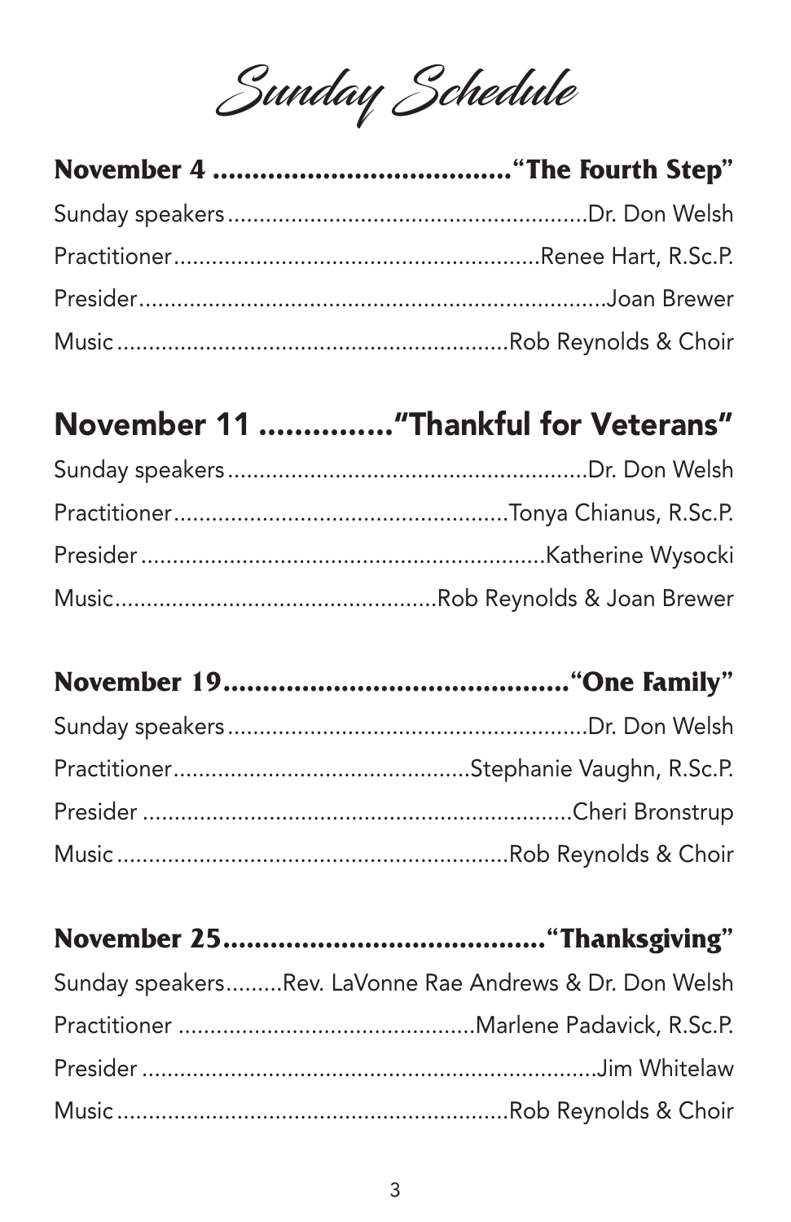# Sunday Schedule

## November 4 ...................................... "The Fourth Step"

Sunday speakers........................................................Dr. Don Welsh
Practitioner..........................................................Renee Hart, R.Sc.P.
Presider..........................................................................Joan Brewer
Music.............................................................Rob Reynolds & Choir

## November 11 ..............."Thankful for Veterans"

Sunday speakers........................................................Dr. Don Welsh
Practitioner....................................................Tonya Chianus, R.Sc.P.
Presider................................................................Katherine Wysocki
Music..................................................Rob Reynolds & Joan Brewer

## November 19............................................"One Family"

Sunday speakers........................................................Dr. Don Welsh
Practitioner..............................................Stephanie Vaughn, R.Sc.P.
Presider ..................................................................Cheri Bronstrup
Music.............................................................Rob Reynolds & Choir

## November 25........................................."Thanksgiving"

Sunday speakers.........Rev. LaVonne Rae Andrews & Dr. Don Welsh
Practitioner ..............................................Marlene Padavick, R.Sc.P.
Presider .........................................................................Jim Whitelaw
Music.............................................................Rob Reynolds & Choir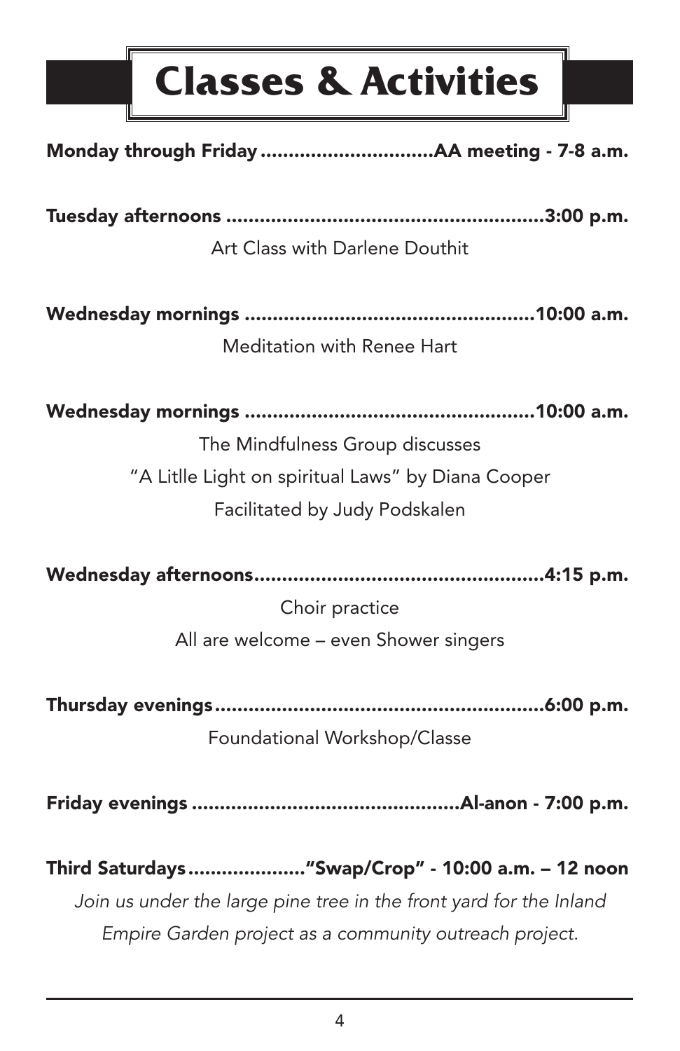# Classes & Activities

**Monday through Friday ..............................AA meeting - 7-8 a.m.**

**Tuesday afternoons ........................................................3:00 p.m.**

Art Class with Darlene Douthit

**Wednesday mornings ...................................................10:00 a.m.**

Meditation with Renee Hart

**Wednesday mornings ...................................................10:00 a.m.**

The Mindfulness Group discusses

"A Litlle Light on spiritual Laws" by Diana Cooper

Facilitated by Judy Podskalen

**Wednesday afternoons...................................................4:15 p.m.**

Choir practice

All are welcome – even Shower singers

**Thursday evenings..........................................................6:00 p.m.**

Foundational Workshop/Classe

**Friday evenings ...............................................Al-anon - 7:00 p.m.**

**Third Saturdays....................."Swap/Crop" - 10:00 a.m. – 12 noon**

*Join us under the large pine tree in the front yard for the Inland Empire Garden project as a community outreach project.*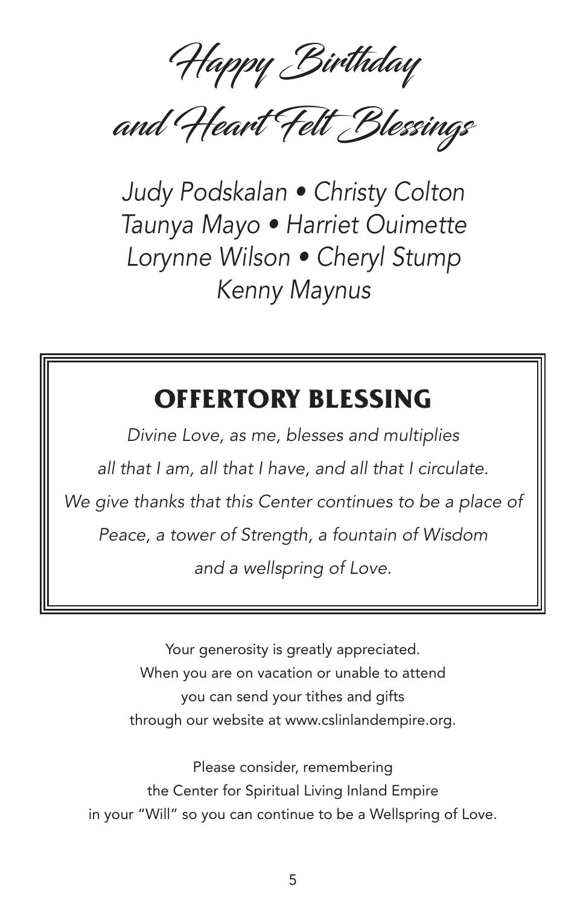# Happy Birthday and Heart Felt Blessings

*Judy Podskalan • Christy Colton*
*Taunya Mayo • Harriet Ouimette*
*Lorynne Wilson • Cheryl Stump*
*Kenny Maynus*

## OFFERTORY BLESSING

*Divine Love, as me, blesses and multiplies*
*all that I am, all that I have, and all that I circulate.*
*We give thanks that this Center continues to be a place of*
*Peace, a tower of Strength, a fountain of Wisdom*
*and a wellspring of Love.*

Your generosity is greatly appreciated.
When you are on vacation or unable to attend
you can send your tithes and gifts
through our website at www.cslinlandempire.org.

Please consider, remembering
the Center for Spiritual Living Inland Empire
in your "Will" so you can continue to be a Wellspring of Love.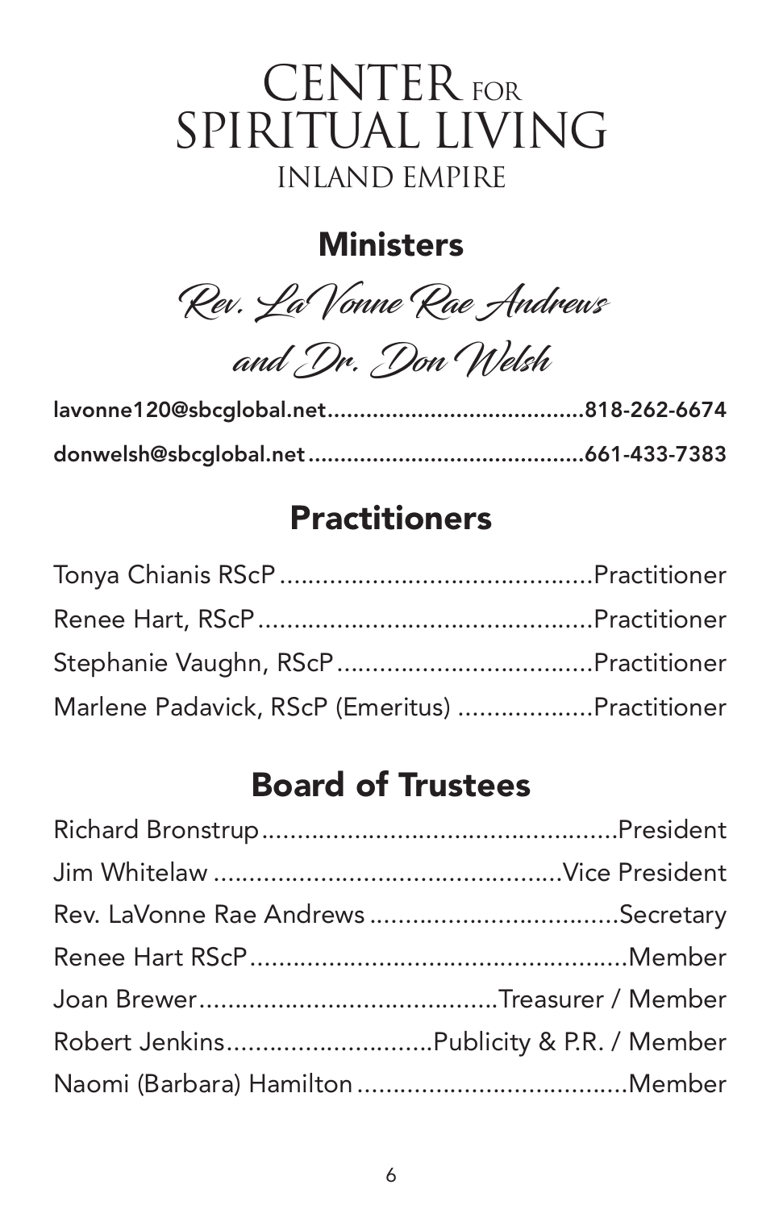# CENTER FOR SPIRITUAL LIVING
## INLAND EMPIRE

## Ministers

*Rev. LaVonne Rae Andrews and Dr. Don Welsh*

**lavonne120@sbcglobal.net........................................818-262-6674**

**donwelsh@sbcglobal.net...........................................661-433-7383**

## Practitioners

Tonya Chianis RScP............................................Practitioner

Renee Hart, RScP...............................................Practitioner

Stephanie Vaughn, RScP....................................Practitioner

Marlene Padavick, RScP (Emeritus) ...................Practitioner

## Board of Trustees

Richard Bronstrup..................................................President

Jim Whitelaw ................................................Vice President

Rev. LaVonne Rae Andrews ..................................Secretary

Renee Hart RScP.....................................................Member

Joan Brewer..........................................Treasurer / Member

Robert Jenkins............................Publicity & P.R. / Member

Naomi (Barbara) Hamilton.....................................Member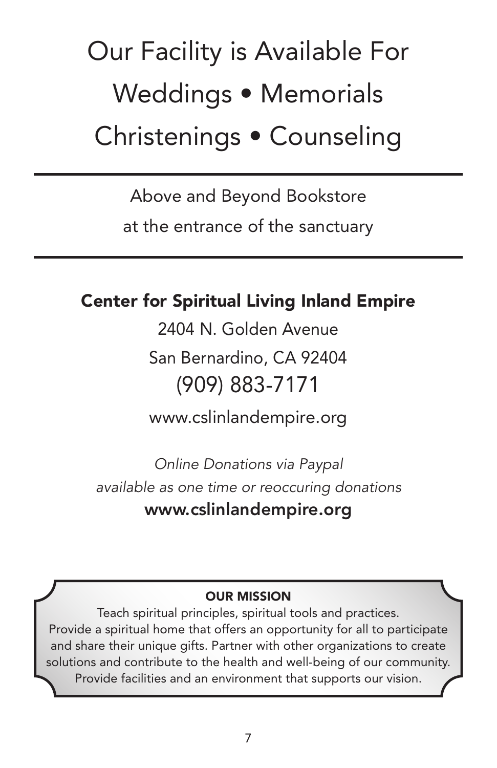# Our Facility is Available For

# Weddings • Memorials

# Christenings • Counseling

---

Above and Beyond Bookstore

at the entrance of the sanctuary

---

**Center for Spiritual Living Inland Empire**

2404 N. Golden Avenue

San Bernardino, CA 92404

(909) 883-7171

www.cslinlandempire.org

*Online Donations via Paypal*

*available as one time or reoccuring donations*

**www.cslinlandempire.org**

**OUR MISSION**

Teach spiritual principles, spiritual tools and practices. Provide a spiritual home that offers an opportunity for all to participate and share their unique gifts. Partner with other organizations to create solutions and contribute to the health and well-being of our community. Provide facilities and an environment that supports our vision.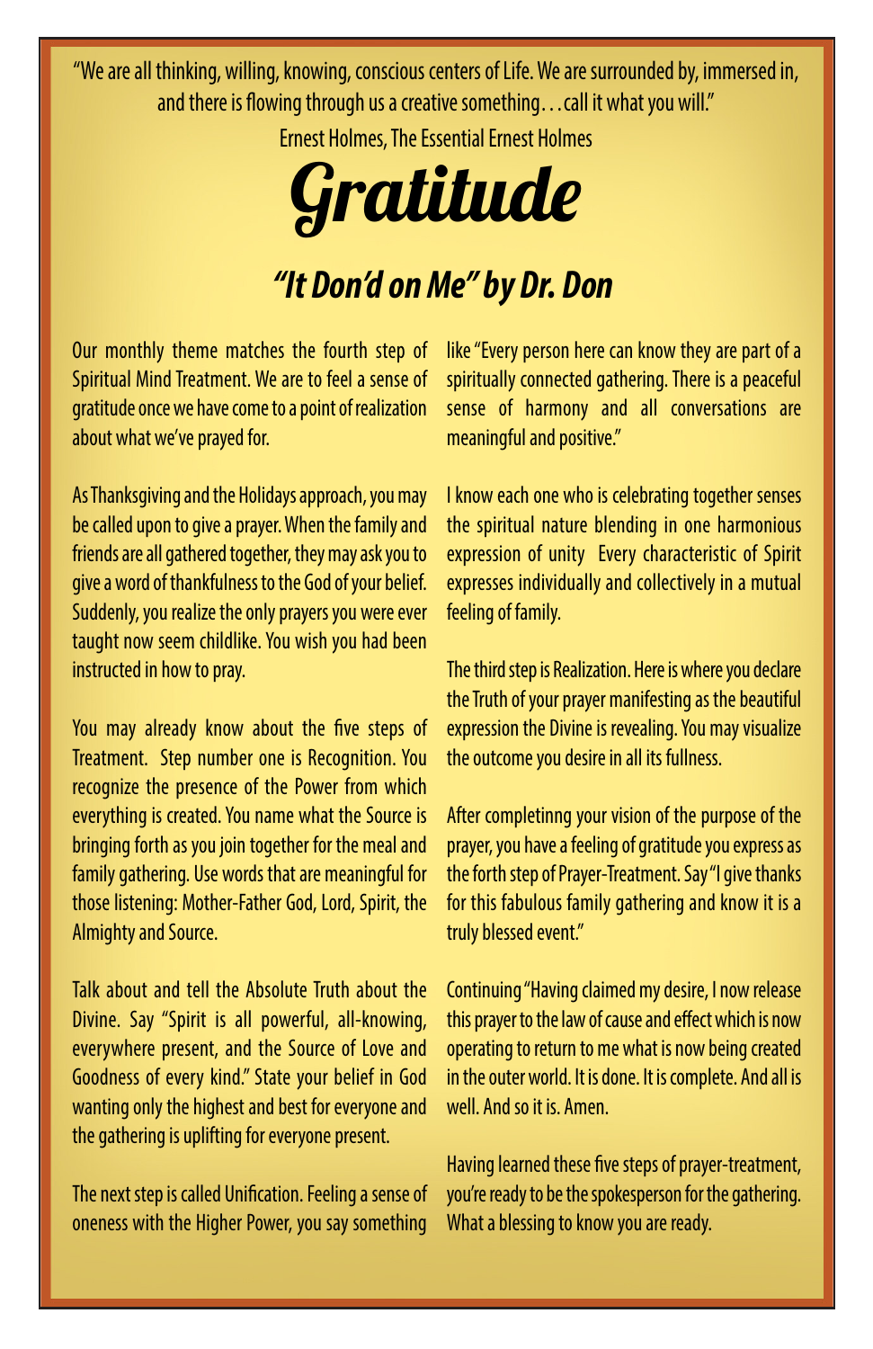"We are all thinking, willing, knowing, conscious centers of Life. We are surrounded by, immersed in, and there is flowing through us a creative something…call it what you will."

Ernest Holmes, The Essential Ernest Holmes

# Gratitude

## *"It Don'd on Me" by Dr. Don*

Our monthly theme matches the fourth step of Spiritual Mind Treatment. We are to feel a sense of gratitude once we have come to a point of realization about what we've prayed for.

As Thanksgiving and the Holidays approach, you may be called upon to give a prayer. When the family and friends are all gathered together, they may ask you to give a word of thankfulness to the God of your belief. Suddenly, you realize the only prayers you were ever taught now seem childlike. You wish you had been instructed in how to pray.

You may already know about the five steps of Treatment. Step number one is Recognition. You recognize the presence of the Power from which everything is created. You name what the Source is bringing forth as you join together for the meal and family gathering. Use words that are meaningful for those listening: Mother-Father God, Lord, Spirit, the Almighty and Source.

Talk about and tell the Absolute Truth about the Divine. Say "Spirit is all powerful, all-knowing, everywhere present, and the Source of Love and Goodness of every kind." State your belief in God wanting only the highest and best for everyone and the gathering is uplifting for everyone present.

The next step is called Unification. Feeling a sense of oneness with the Higher Power, you say something like "Every person here can know they are part of a spiritually connected gathering. There is a peaceful sense of harmony and all conversations are meaningful and positive."

I know each one who is celebrating together senses the spiritual nature blending in one harmonious expression of unity Every characteristic of Spirit expresses individually and collectively in a mutual feeling of family.

The third step is Realization. Here is where you declare the Truth of your prayer manifesting as the beautiful expression the Divine is revealing. You may visualize the outcome you desire in all its fullness.

After completinng your vision of the purpose of the prayer, you have a feeling of gratitude you express as the forth step of Prayer-Treatment. Say "I give thanks for this fabulous family gathering and know it is a truly blessed event."

Continuing "Having claimed my desire, I now release this prayer to the law of cause and effect which is now operating to return to me what is now being created in the outer world. It is done. It is complete. And all is well. And so it is. Amen.

Having learned these five steps of prayer-treatment, you're ready to be the spokesperson for the gathering. What a blessing to know you are ready.